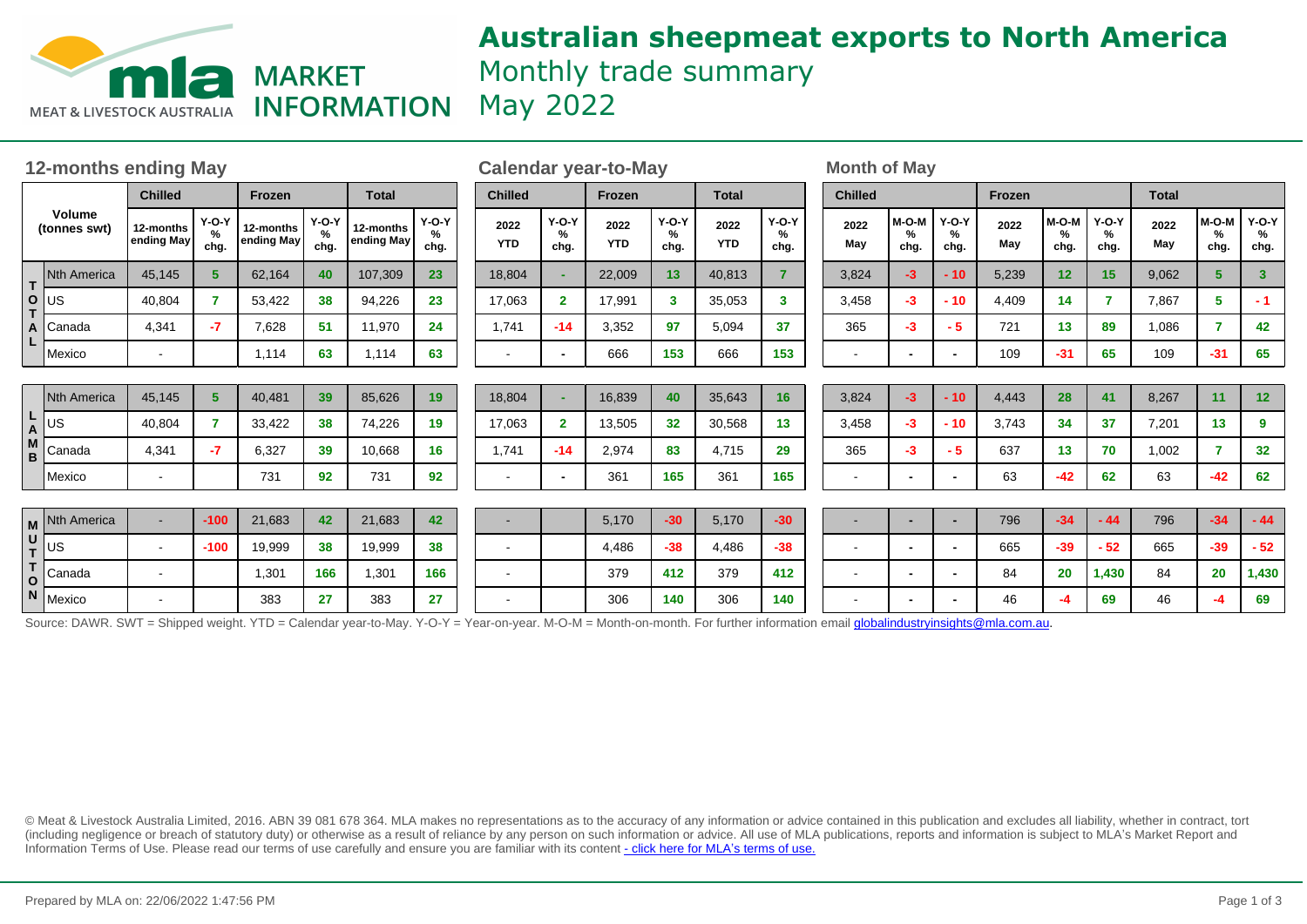# Australian sheepmeat exports to North America

## Monthly trade summary

## May 2022

### 12-months ending May

| | Volume (tonnes swt) | Chilled | | Frozen | | Total | |
|---|---|---|---|---|---|---|---|
| | | 12-months ending May | Y-O-Y % chg. | 12-months ending May | Y-O-Y % chg. | 12-months ending May | Y-O-Y % chg. |
| TOTAL | Nth America | 45,145 | 5 | 62,164 | 40 | 107,309 | 23 |
| | US | 40,804 | 7 | 53,422 | 38 | 94,226 | 23 |
| | Canada | 4,341 | -7 | 7,628 | 51 | 11,970 | 24 |
| | Mexico | - | | 1,114 | 63 | 1,114 | 63 |
| LAMB | Nth America | 45,145 | 5 | 40,481 | 39 | 85,626 | 19 |
| | US | 40,804 | 7 | 33,422 | 38 | 74,226 | 19 |
| | Canada | 4,341 | -7 | 6,327 | 39 | 10,668 | 16 |
| | Mexico | - | | 731 | 92 | 731 | 92 |
| MUTTON | Nth America | - | -100 | 21,683 | 42 | 21,683 | 42 |
| | US | - | -100 | 19,999 | 38 | 19,999 | 38 |
| | Canada | - | | 1,301 | 166 | 1,301 | 166 |
| | Mexico | - | | 383 | 27 | 383 | 27 |

### Calendar year-to-May

| | Volume (tonnes swt) | Chilled | | Frozen | | Total | |
|---|---|---|---|---|---|---|---|
| | | 2022 YTD | Y-O-Y % chg. | 2022 YTD | Y-O-Y % chg. | 2022 YTD | Y-O-Y % chg. |
| TOTAL | Nth America | 18,804 | - | 22,009 | 13 | 40,813 | 7 |
| | US | 17,063 | 2 | 17,991 | 3 | 35,053 | 3 |
| | Canada | 1,741 | -14 | 3,352 | 97 | 5,094 | 37 |
| | Mexico | - | - | 666 | 153 | 666 | 153 |
| LAMB | Nth America | 18,804 | - | 16,839 | 40 | 35,643 | 16 |
| | US | 17,063 | 2 | 13,505 | 32 | 30,568 | 13 |
| | Canada | 1,741 | -14 | 2,974 | 83 | 4,715 | 29 |
| | Mexico | - | - | 361 | 165 | 361 | 165 |
| MUTTON | Nth America | - | | 5,170 | -30 | 5,170 | -30 |
| | US | - | | 4,486 | -38 | 4,486 | -38 |
| | Canada | - | | 379 | 412 | 379 | 412 |
| | Mexico | - | | 306 | 140 | 306 | 140 |

### Month of May

| | Volume (tonnes swt) | Chilled | | | Frozen | | | Total | | |
|---|---|---|---|---|---|---|---|---|---|---|
| | | 2022 May | M-O-M % chg. | Y-O-Y % chg. | 2022 May | M-O-M % chg. | Y-O-Y % chg. | 2022 May | M-O-M % chg. | Y-O-Y % chg. |
| TOTAL | Nth America | 3,824 | -3 | - 10 | 5,239 | 12 | 15 | 9,062 | 5 | 3 |
| | US | 3,458 | -3 | - 10 | 4,409 | 14 | 7 | 7,867 | 5 | - 1 |
| | Canada | 365 | -3 | - 5 | 721 | 13 | 89 | 1,086 | 7 | 42 |
| | Mexico | - | - | - | 109 | -31 | 65 | 109 | -31 | 65 |
| LAMB | Nth America | 3,824 | -3 | - 10 | 4,443 | 28 | 41 | 8,267 | 11 | 12 |
| | US | 3,458 | -3 | - 10 | 3,743 | 34 | 37 | 7,201 | 13 | 9 |
| | Canada | 365 | -3 | - 5 | 637 | 13 | 70 | 1,002 | 7 | 32 |
| | Mexico | - | - | - | 63 | -42 | 62 | 63 | -42 | 62 |
| MUTTON | Nth America | - | - | - | 796 | -34 | - 44 | 796 | -34 | - 44 |
| | US | - | - | - | 665 | -39 | - 52 | 665 | -39 | - 52 |
| | Canada | - | - | - | 84 | 20 | 1,430 | 84 | 20 | 1,430 |
| | Mexico | - | - | - | 46 | -4 | 69 | 46 | -4 | 69 |

Source: DAWR. SWT = Shipped weight. YTD = Calendar year-to-May. Y-O-Y = Year-on-year. M-O-M = Month-on-month. For further information email globalindustryinsights@mla.com.au.

© Meat & Livestock Australia Limited, 2016. ABN 39 081 678 364. MLA makes no representations as to the accuracy of any information or advice contained in this publication and excludes all liability, whether in contract, tort (including negligence or breach of statutory duty) or otherwise as a result of reliance by any person on such information or advice. All use of MLA publications, reports and information is subject to MLA's Market Report and Information Terms of Use. Please read our terms of use carefully and ensure you are familiar with its content - click here for MLA's terms of use.

Prepared by MLA on: 22/06/2022 1:47:56 PM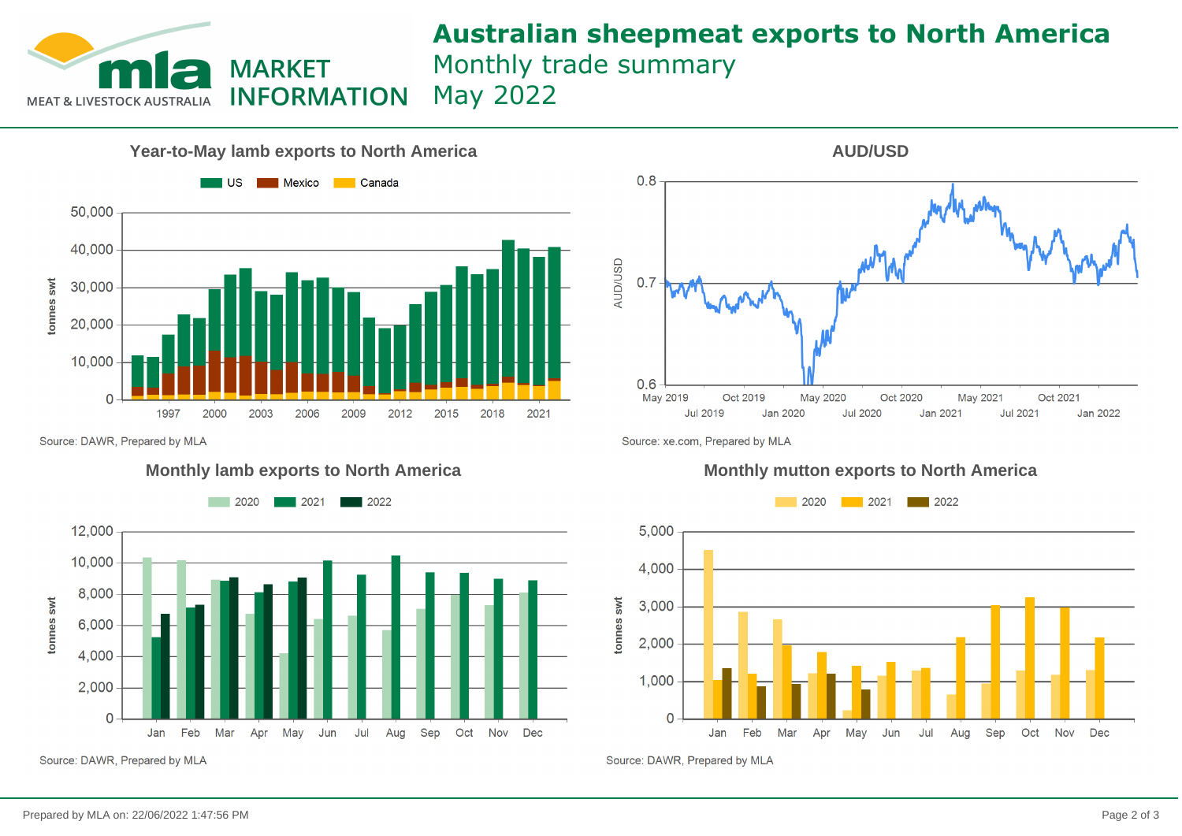MEAT & LIVESTOCK AUSTRALIA

MARKET INFORMATION

# Australian sheepmeat exports to North America

## Monthly trade summary
## May 2022

### Year-to-May lamb exports to North America

US | Mexico | Canada

tonnes swt

Source: DAWR, Prepared by MLA

### AUD/USD

AUD/USD

Source: xe.com, Prepared by MLA

### Monthly lamb exports to North America

2020 | 2021 | 2022

tonnes swt

Source: DAWR, Prepared by MLA

### Monthly mutton exports to North America

2020 | 2021 | 2022

tonnes swt

Source: DAWR, Prepared by MLA

Prepared by MLA on: 22/06/2022 1:47:56 PM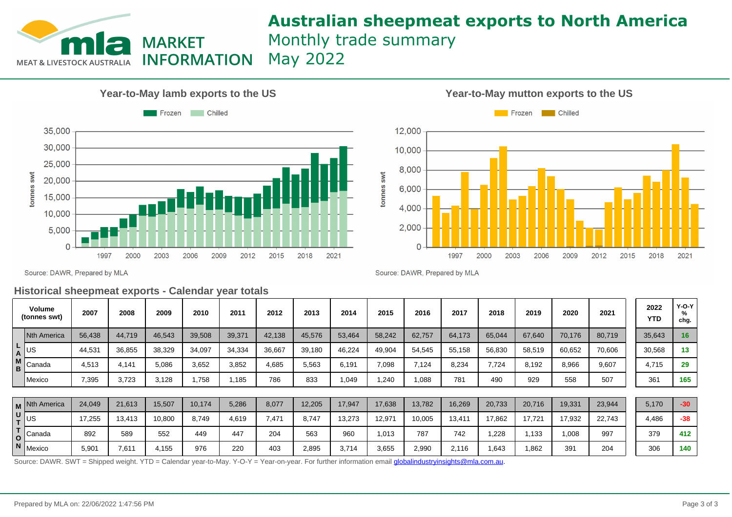# Australian sheepmeat exports to North America

Monthly trade summary

May 2022

MLA MARKET INFORMATION

MEAT & LIVESTOCK AUSTRALIA

## Year-to-May lamb exports to the US

Frozen  Chilled

tonnes swt

35,000
30,000
25,000
20,000
15,000
10,000
5,000
0

1997 2000 2003 2006 2009 2012 2015 2018 2021

Source: DAWR, Prepared by MLA

## Year-to-May mutton exports to the US

Frozen  Chilled

tonnes swt

12,000
10,000
8,000
6,000
4,000
2,000
0

1997 2000 2003 2006 2009 2012 2015 2018 2021

Source: DAWR, Prepared by MLA

## Historical sheepmeat exports - Calendar year totals

| | Volume (tonnes swt) | 2007 | 2008 | 2009 | 2010 | 2011 | 2012 | 2013 | 2014 | 2015 | 2016 | 2017 | 2018 | 2019 | 2020 | 2021 | 2022 YTD | Y-O-Y % chg. |
|---|---|---|---|---|---|---|---|---|---|---|---|---|---|---|---|---|---|---|
| LAMB | Nth America | 56,438 | 44,719 | 46,543 | 39,508 | 39,371 | 42,138 | 45,576 | 53,464 | 58,242 | 62,757 | 64,173 | 65,044 | 67,640 | 70,176 | 80,719 | 35,643 | 16 |
| | US | 44,531 | 36,855 | 38,329 | 34,097 | 34,334 | 36,667 | 39,180 | 46,224 | 49,904 | 54,545 | 55,158 | 56,830 | 58,519 | 60,652 | 70,606 | 30,568 | 13 |
| | Canada | 4,513 | 4,141 | 5,086 | 3,652 | 3,852 | 4,685 | 5,563 | 6,191 | 7,098 | 7,124 | 8,234 | 7,724 | 8,192 | 8,966 | 9,607 | 4,715 | 29 |
| | Mexico | 7,395 | 3,723 | 3,128 | 1,758 | 1,185 | 786 | 833 | 1,049 | 1,240 | 1,088 | 781 | 490 | 929 | 558 | 507 | 361 | 165 |
| MUTTON | Nth America | 24,049 | 21,613 | 15,507 | 10,174 | 5,286 | 8,077 | 12,205 | 17,947 | 17,638 | 13,782 | 16,269 | 20,733 | 20,716 | 19,331 | 23,944 | 5,170 | -30 |
| | US | 17,255 | 13,413 | 10,800 | 8,749 | 4,619 | 7,471 | 8,747 | 13,273 | 12,971 | 10,005 | 13,411 | 17,862 | 17,721 | 17,932 | 22,743 | 4,486 | -38 |
| | Canada | 892 | 589 | 552 | 449 | 447 | 204 | 563 | 960 | 1,013 | 787 | 742 | 1,228 | 1,133 | 1,008 | 997 | 379 | 412 |
| | Mexico | 5,901 | 7,611 | 4,155 | 976 | 220 | 403 | 2,895 | 3,714 | 3,655 | 2,990 | 2,116 | 1,643 | 1,862 | 391 | 204 | 306 | 140 |

Source: DAWR. SWT = Shipped weight. YTD = Calendar year-to-May. Y-O-Y = Year-on-year. For further information email globalindustryinsights@mla.com.au.

Prepared by MLA on: 22/06/2022 1:47:56 PM